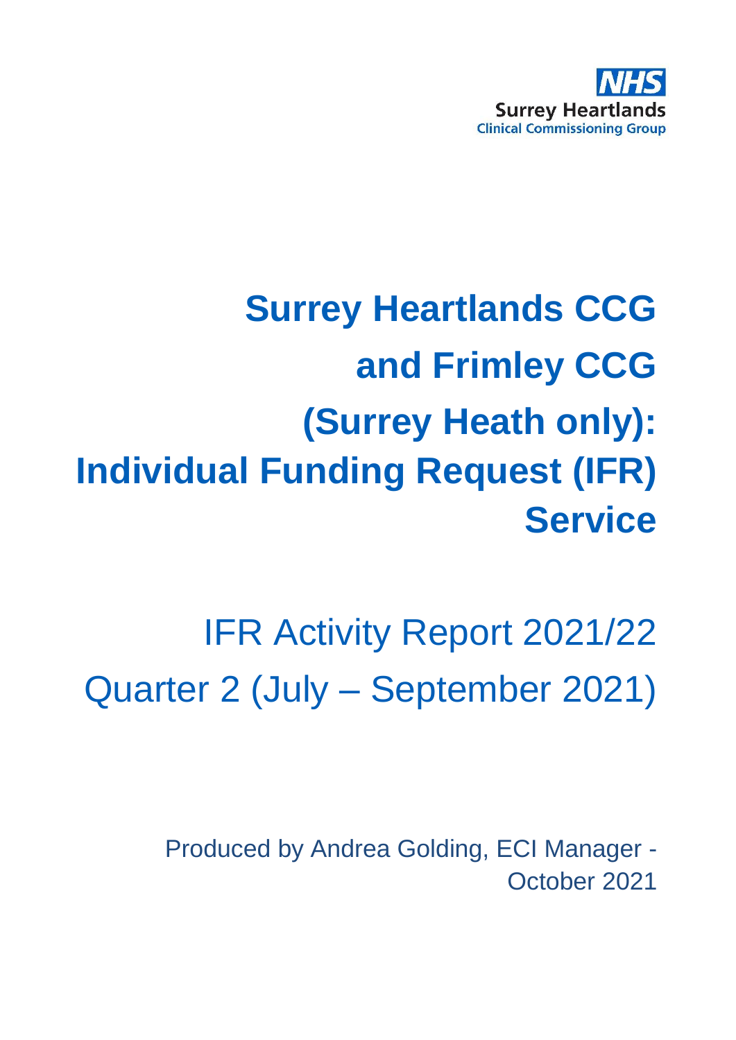NHS
Surrey Heartlands
Clinical Commissioning Group

# Surrey Heartlands CCG and Frimley CCG (Surrey Heath only): Individual Funding Request (IFR) Service

## IFR Activity Report 2021/22 Quarter 2 (July – September 2021)

Produced by Andrea Golding, ECI Manager - October 2021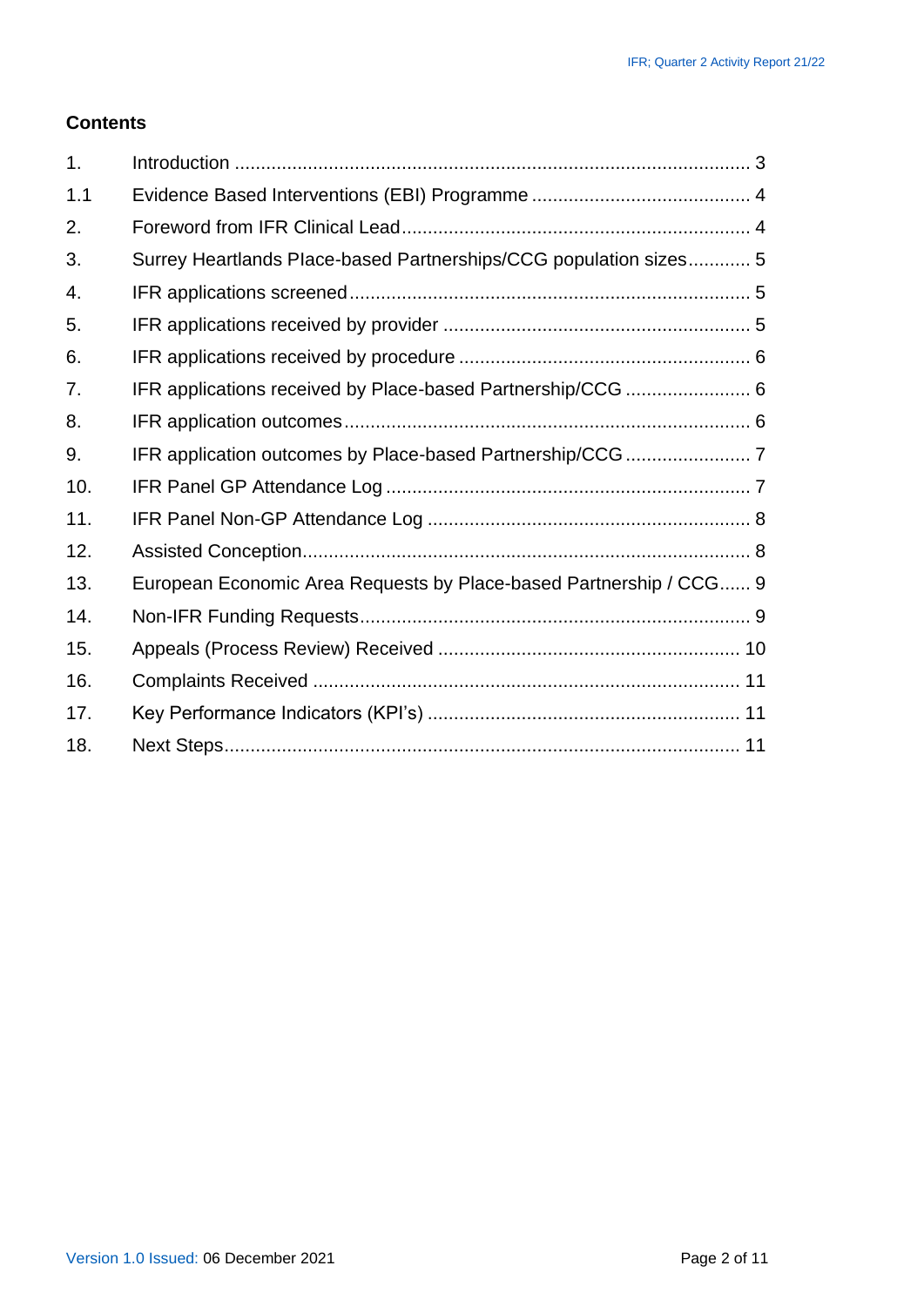## Contents

| | | |
|---|---|---|
| 1. | Introduction | 3 |
| 1.1 | Evidence Based Interventions (EBI) Programme | 4 |
| 2. | Foreword from IFR Clinical Lead | 4 |
| 3. | Surrey Heartlands Place-based Partnerships/CCG population sizes | 5 |
| 4. | IFR applications screened | 5 |
| 5. | IFR applications received by provider | 5 |
| 6. | IFR applications received by procedure | 6 |
| 7. | IFR applications received by Place-based Partnership/CCG | 6 |
| 8. | IFR application outcomes | 6 |
| 9. | IFR application outcomes by Place-based Partnership/CCG | 7 |
| 10. | IFR Panel GP Attendance Log | 7 |
| 11. | IFR Panel Non-GP Attendance Log | 8 |
| 12. | Assisted Conception | 8 |
| 13. | European Economic Area Requests by Place-based Partnership / CCG | 9 |
| 14. | Non-IFR Funding Requests | 9 |
| 15. | Appeals (Process Review) Received | 10 |
| 16. | Complaints Received | 11 |
| 17. | Key Performance Indicators (KPI's) | 11 |
| 18. | Next Steps | 11 |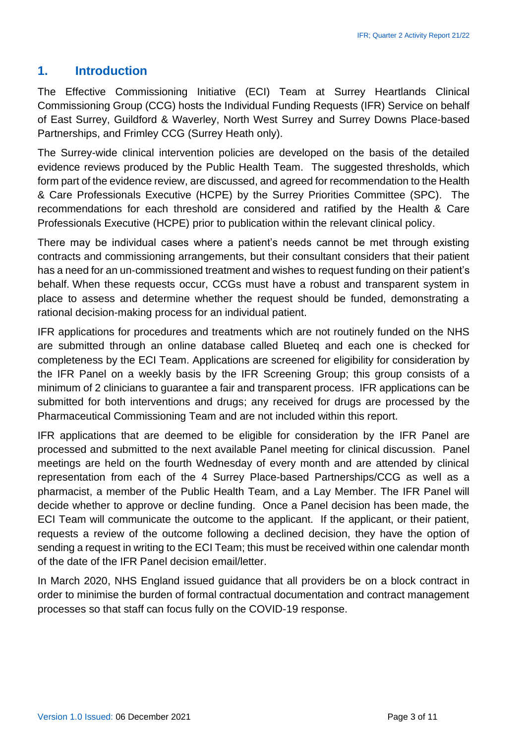## 1. Introduction

The Effective Commissioning Initiative (ECI) Team at Surrey Heartlands Clinical Commissioning Group (CCG) hosts the Individual Funding Requests (IFR) Service on behalf of East Surrey, Guildford & Waverley, North West Surrey and Surrey Downs Place-based Partnerships, and Frimley CCG (Surrey Heath only).

The Surrey-wide clinical intervention policies are developed on the basis of the detailed evidence reviews produced by the Public Health Team. The suggested thresholds, which form part of the evidence review, are discussed, and agreed for recommendation to the Health & Care Professionals Executive (HCPE) by the Surrey Priorities Committee (SPC). The recommendations for each threshold are considered and ratified by the Health & Care Professionals Executive (HCPE) prior to publication within the relevant clinical policy.

There may be individual cases where a patient's needs cannot be met through existing contracts and commissioning arrangements, but their consultant considers that their patient has a need for an un-commissioned treatment and wishes to request funding on their patient's behalf. When these requests occur, CCGs must have a robust and transparent system in place to assess and determine whether the request should be funded, demonstrating a rational decision-making process for an individual patient.

IFR applications for procedures and treatments which are not routinely funded on the NHS are submitted through an online database called Blueteq and each one is checked for completeness by the ECI Team. Applications are screened for eligibility for consideration by the IFR Panel on a weekly basis by the IFR Screening Group; this group consists of a minimum of 2 clinicians to guarantee a fair and transparent process. IFR applications can be submitted for both interventions and drugs; any received for drugs are processed by the Pharmaceutical Commissioning Team and are not included within this report.

IFR applications that are deemed to be eligible for consideration by the IFR Panel are processed and submitted to the next available Panel meeting for clinical discussion. Panel meetings are held on the fourth Wednesday of every month and are attended by clinical representation from each of the 4 Surrey Place-based Partnerships/CCG as well as a pharmacist, a member of the Public Health Team, and a Lay Member. The IFR Panel will decide whether to approve or decline funding. Once a Panel decision has been made, the ECI Team will communicate the outcome to the applicant. If the applicant, or their patient, requests a review of the outcome following a declined decision, they have the option of sending a request in writing to the ECI Team; this must be received within one calendar month of the date of the IFR Panel decision email/letter.

In March 2020, NHS England issued guidance that all providers be on a block contract in order to minimise the burden of formal contractual documentation and contract management processes so that staff can focus fully on the COVID-19 response.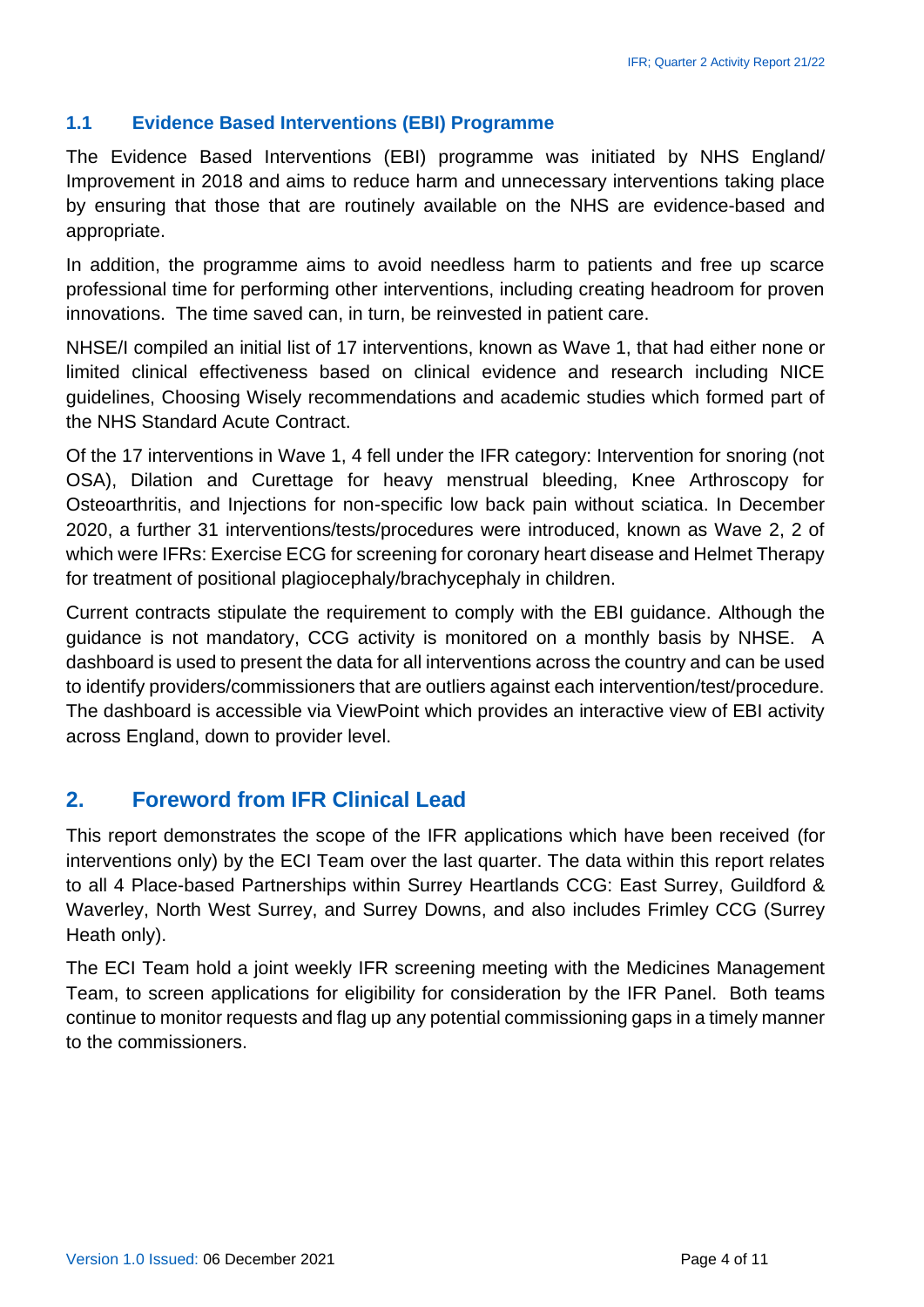### 1.1 Evidence Based Interventions (EBI) Programme

The Evidence Based Interventions (EBI) programme was initiated by NHS England/ Improvement in 2018 and aims to reduce harm and unnecessary interventions taking place by ensuring that those that are routinely available on the NHS are evidence-based and appropriate.

In addition, the programme aims to avoid needless harm to patients and free up scarce professional time for performing other interventions, including creating headroom for proven innovations. The time saved can, in turn, be reinvested in patient care.

NHSE/I compiled an initial list of 17 interventions, known as Wave 1, that had either none or limited clinical effectiveness based on clinical evidence and research including NICE guidelines, Choosing Wisely recommendations and academic studies which formed part of the NHS Standard Acute Contract.

Of the 17 interventions in Wave 1, 4 fell under the IFR category: Intervention for snoring (not OSA), Dilation and Curettage for heavy menstrual bleeding, Knee Arthroscopy for Osteoarthritis, and Injections for non-specific low back pain without sciatica. In December 2020, a further 31 interventions/tests/procedures were introduced, known as Wave 2, 2 of which were IFRs: Exercise ECG for screening for coronary heart disease and Helmet Therapy for treatment of positional plagiocephaly/brachycephaly in children.

Current contracts stipulate the requirement to comply with the EBI guidance. Although the guidance is not mandatory, CCG activity is monitored on a monthly basis by NHSE. A dashboard is used to present the data for all interventions across the country and can be used to identify providers/commissioners that are outliers against each intervention/test/procedure. The dashboard is accessible via ViewPoint which provides an interactive view of EBI activity across England, down to provider level.

## 2. Foreword from IFR Clinical Lead

This report demonstrates the scope of the IFR applications which have been received (for interventions only) by the ECI Team over the last quarter. The data within this report relates to all 4 Place-based Partnerships within Surrey Heartlands CCG: East Surrey, Guildford & Waverley, North West Surrey, and Surrey Downs, and also includes Frimley CCG (Surrey Heath only).

The ECI Team hold a joint weekly IFR screening meeting with the Medicines Management Team, to screen applications for eligibility for consideration by the IFR Panel. Both teams continue to monitor requests and flag up any potential commissioning gaps in a timely manner to the commissioners.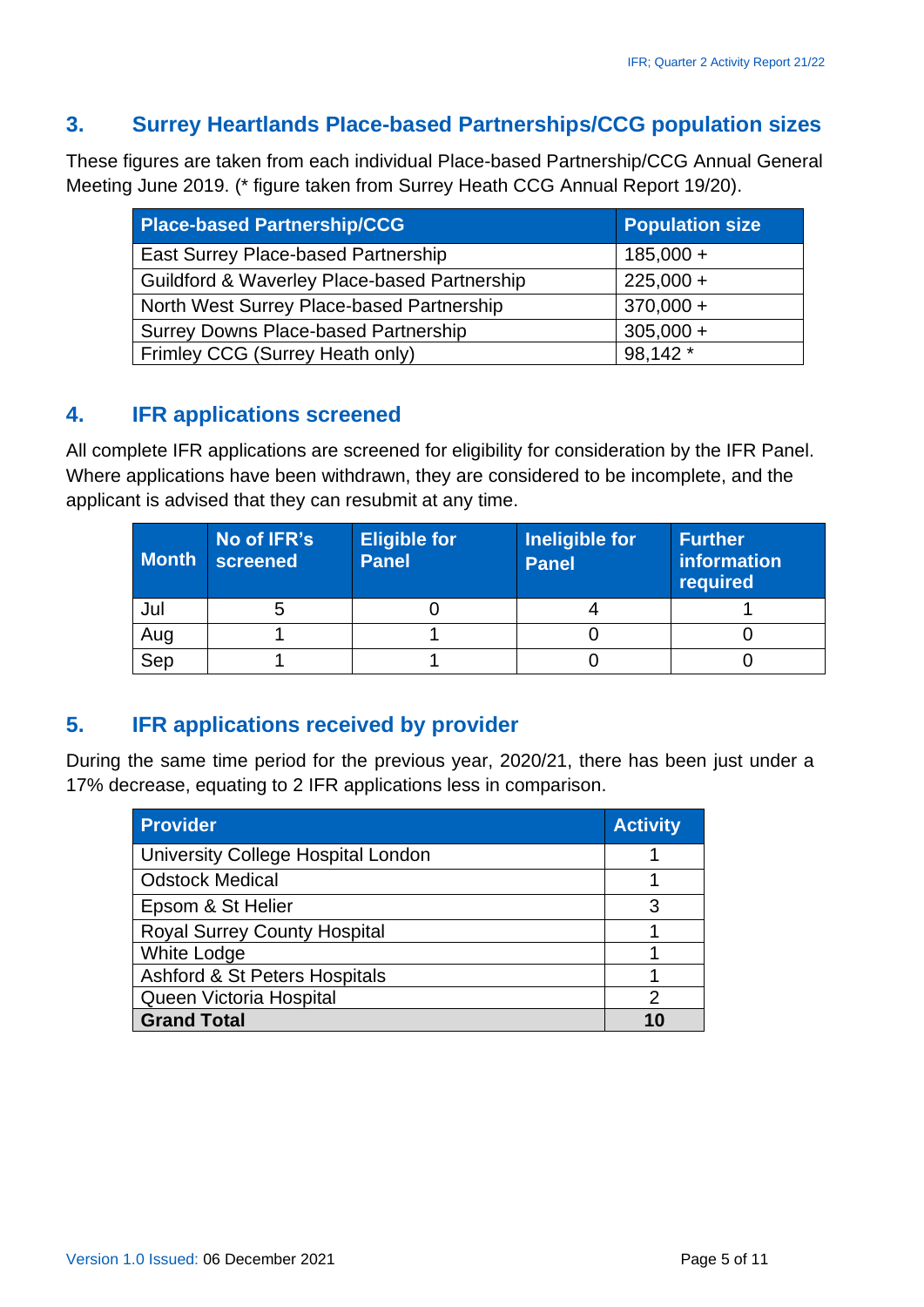## 3. Surrey Heartlands Place-based Partnerships/CCG population sizes

These figures are taken from each individual Place-based Partnership/CCG Annual General Meeting June 2019. (* figure taken from Surrey Heath CCG Annual Report 19/20).

| Place-based Partnership/CCG | Population size |
|---|---|
| East Surrey Place-based Partnership | 185,000 + |
| Guildford & Waverley Place-based Partnership | 225,000 + |
| North West Surrey Place-based Partnership | 370,000 + |
| Surrey Downs Place-based Partnership | 305,000 + |
| Frimley CCG (Surrey Heath only) | 98,142 * |

## 4. IFR applications screened

All complete IFR applications are screened for eligibility for consideration by the IFR Panel. Where applications have been withdrawn, they are considered to be incomplete, and the applicant is advised that they can resubmit at any time.

| Month | No of IFR's screened | Eligible for Panel | Ineligible for Panel | Further information required |
|---|---|---|---|---|
| Jul | 5 | 0 | 4 | 1 |
| Aug | 1 | 1 | 0 | 0 |
| Sep | 1 | 1 | 0 | 0 |

## 5. IFR applications received by provider

During the same time period for the previous year, 2020/21, there has been just under a 17% decrease, equating to 2 IFR applications less in comparison.

| Provider | Activity |
|---|---|
| University College Hospital London | 1 |
| Odstock Medical | 1 |
| Epsom & St Helier | 3 |
| Royal Surrey County Hospital | 1 |
| White Lodge | 1 |
| Ashford & St Peters Hospitals | 1 |
| Queen Victoria Hospital | 2 |
| **Grand Total** | **10** |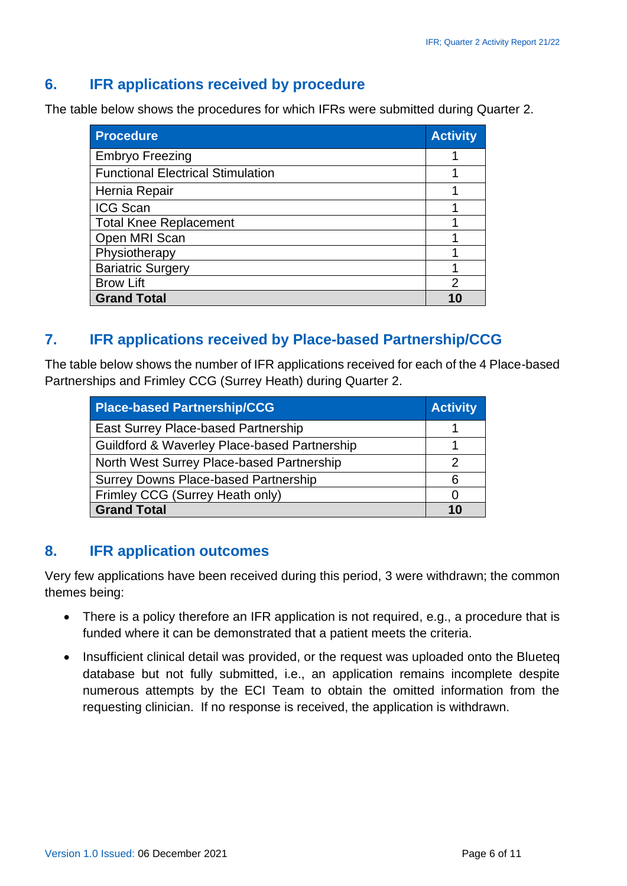## 6. IFR applications received by procedure

The table below shows the procedures for which IFRs were submitted during Quarter 2.

| Procedure | Activity |
|---|---|
| Embryo Freezing | 1 |
| Functional Electrical Stimulation | 1 |
| Hernia Repair | 1 |
| ICG Scan | 1 |
| Total Knee Replacement | 1 |
| Open MRI Scan | 1 |
| Physiotherapy | 1 |
| Bariatric Surgery | 1 |
| Brow Lift | 2 |
| **Grand Total** | **10** |

## 7. IFR applications received by Place-based Partnership/CCG

The table below shows the number of IFR applications received for each of the 4 Place-based Partnerships and Frimley CCG (Surrey Heath) during Quarter 2.

| Place-based Partnership/CCG | Activity |
|---|---|
| East Surrey Place-based Partnership | 1 |
| Guildford & Waverley Place-based Partnership | 1 |
| North West Surrey Place-based Partnership | 2 |
| Surrey Downs Place-based Partnership | 6 |
| Frimley CCG (Surrey Heath only) | 0 |
| **Grand Total** | **10** |

## 8. IFR application outcomes

Very few applications have been received during this period, 3 were withdrawn; the common themes being:

- There is a policy therefore an IFR application is not required, e.g., a procedure that is funded where it can be demonstrated that a patient meets the criteria.
- Insufficient clinical detail was provided, or the request was uploaded onto the Blueteq database but not fully submitted, i.e., an application remains incomplete despite numerous attempts by the ECI Team to obtain the omitted information from the requesting clinician. If no response is received, the application is withdrawn.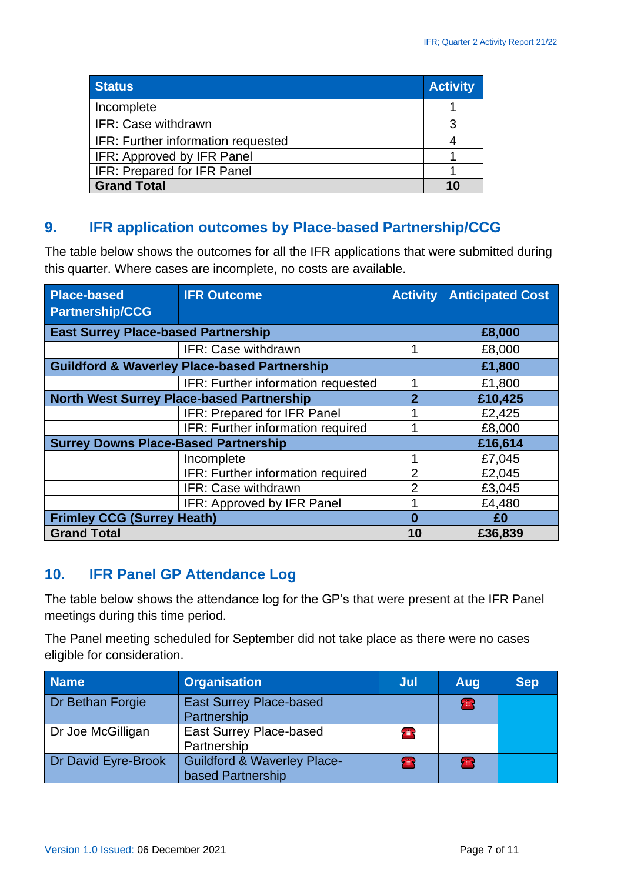| Status | Activity |
| --- | --- |
| Incomplete | 1 |
| IFR: Case withdrawn | 3 |
| IFR: Further information requested | 4 |
| IFR: Approved by IFR Panel | 1 |
| IFR: Prepared for IFR Panel | 1 |
| **Grand Total** | **10** |

## 9. IFR application outcomes by Place-based Partnership/CCG

The table below shows the outcomes for all the IFR applications that were submitted during this quarter. Where cases are incomplete, no costs are available.

| Place-based Partnership/CCG | IFR Outcome | Activity | Anticipated Cost |
| --- | --- | --- | --- |
| **East Surrey Place-based Partnership** | | | **£8,000** |
| | IFR: Case withdrawn | 1 | £8,000 |
| **Guildford & Waverley Place-based Partnership** | | | **£1,800** |
| | IFR: Further information requested | 1 | £1,800 |
| **North West Surrey Place-based Partnership** | | **2** | **£10,425** |
| | IFR: Prepared for IFR Panel | 1 | £2,425 |
| | IFR: Further information required | 1 | £8,000 |
| **Surrey Downs Place-Based Partnership** | | | **£16,614** |
| | Incomplete | 1 | £7,045 |
| | IFR: Further information required | 2 | £2,045 |
| | IFR: Case withdrawn | 2 | £3,045 |
| | IFR: Approved by IFR Panel | 1 | £4,480 |
| **Frimley CCG (Surrey Heath)** | | **0** | **£0** |
| **Grand Total** | | **10** | **£36,839** |

## 10. IFR Panel GP Attendance Log

The table below shows the attendance log for the GP's that were present at the IFR Panel meetings during this time period.

The Panel meeting scheduled for September did not take place as there were no cases eligible for consideration.

| Name | Organisation | Jul | Aug | Sep |
| --- | --- | --- | --- | --- |
| Dr Bethan Forgie | East Surrey Place-based Partnership | | ☎ | |
| Dr Joe McGilligan | East Surrey Place-based Partnership | ☎ | | |
| Dr David Eyre-Brook | Guildford & Waverley Place-based Partnership | ☎ | ☎ | |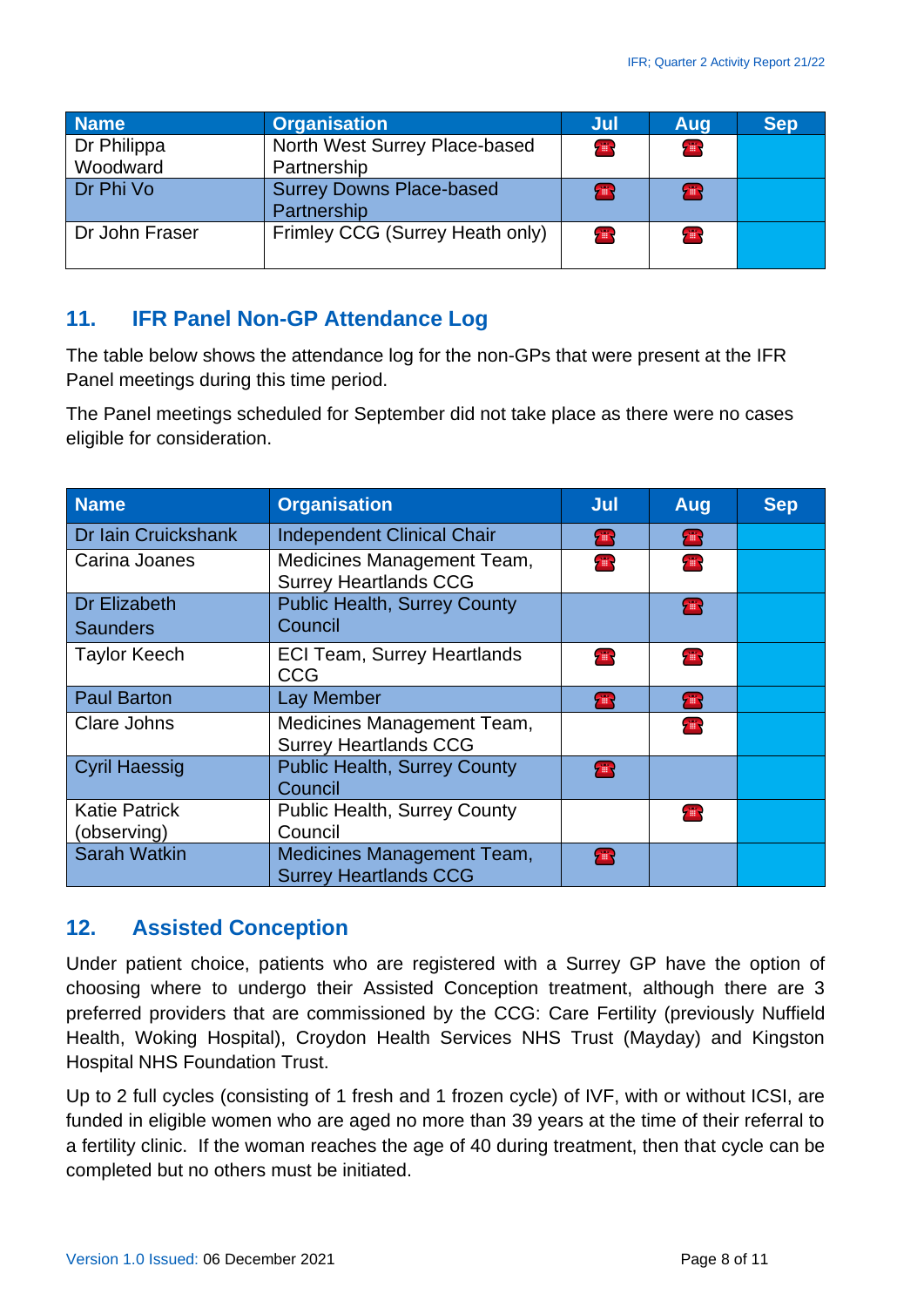| Name | Organisation | Jul | Aug | Sep |
|---|---|---|---|---|
| Dr Philippa Woodward | North West Surrey Place-based Partnership | ☎ | ☎ | |
| Dr Phi Vo | Surrey Downs Place-based Partnership | ☎ | ☎ | |
| Dr John Fraser | Frimley CCG (Surrey Heath only) | ☎ | ☎ | |

## 11. IFR Panel Non-GP Attendance Log

The table below shows the attendance log for the non-GPs that were present at the IFR Panel meetings during this time period.

The Panel meetings scheduled for September did not take place as there were no cases eligible for consideration.

| Name | Organisation | Jul | Aug | Sep |
|---|---|---|---|---|
| Dr Iain Cruickshank | Independent Clinical Chair | ☎ | ☎ | |
| Carina Joanes | Medicines Management Team, Surrey Heartlands CCG | ☎ | ☎ | |
| Dr Elizabeth Saunders | Public Health, Surrey County Council | | ☎ | |
| Taylor Keech | ECI Team, Surrey Heartlands CCG | ☎ | ☎ | |
| Paul Barton | Lay Member | ☎ | ☎ | |
| Clare Johns | Medicines Management Team, Surrey Heartlands CCG | | ☎ | |
| Cyril Haessig | Public Health, Surrey County Council | ☎ | | |
| Katie Patrick (observing) | Public Health, Surrey County Council | | ☎ | |
| Sarah Watkin | Medicines Management Team, Surrey Heartlands CCG | ☎ | | |

## 12. Assisted Conception

Under patient choice, patients who are registered with a Surrey GP have the option of choosing where to undergo their Assisted Conception treatment, although there are 3 preferred providers that are commissioned by the CCG: Care Fertility (previously Nuffield Health, Woking Hospital), Croydon Health Services NHS Trust (Mayday) and Kingston Hospital NHS Foundation Trust.

Up to 2 full cycles (consisting of 1 fresh and 1 frozen cycle) of IVF, with or without ICSI, are funded in eligible women who are aged no more than 39 years at the time of their referral to a fertility clinic. If the woman reaches the age of 40 during treatment, then that cycle can be completed but no others must be initiated.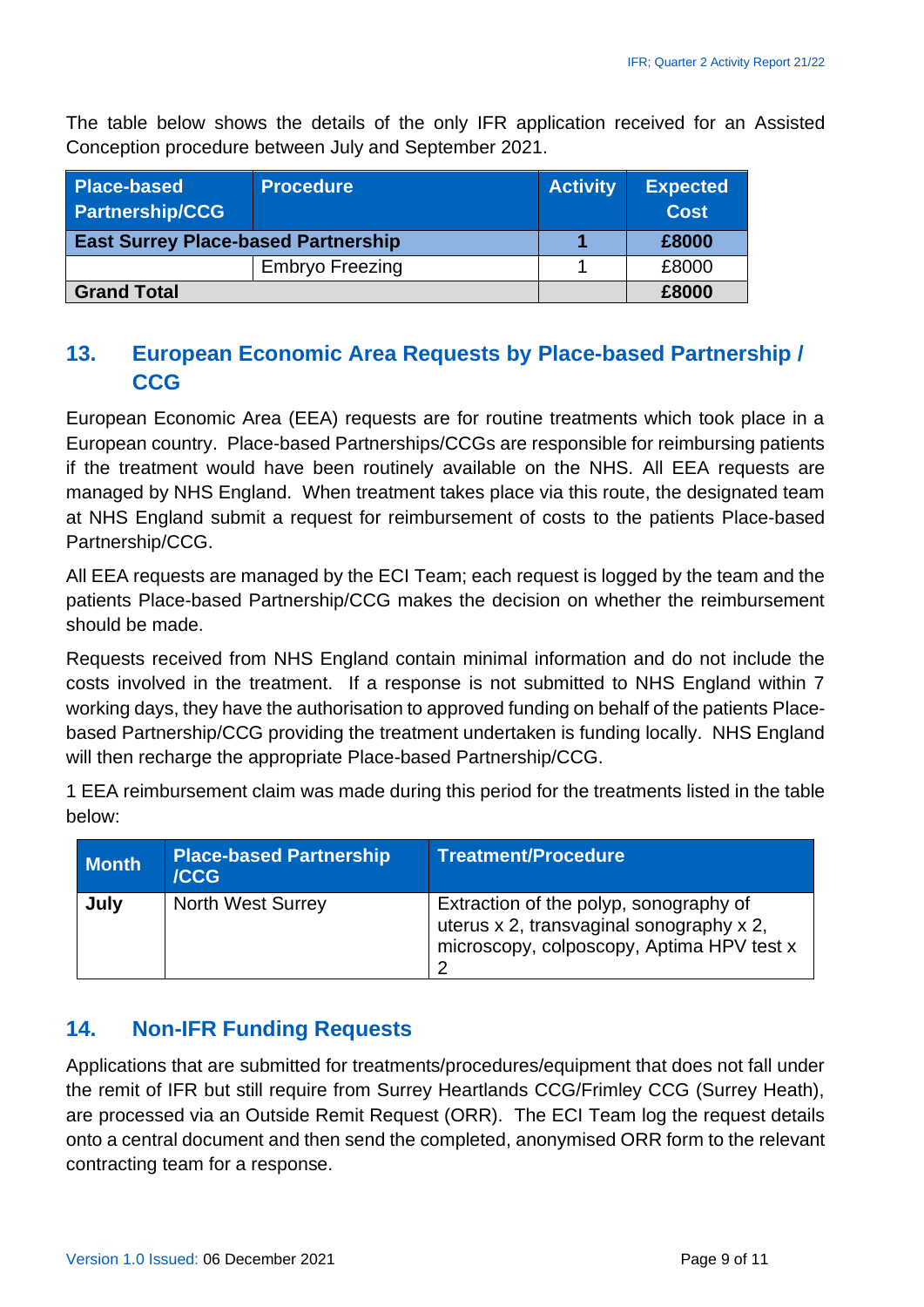The table below shows the details of the only IFR application received for an Assisted Conception procedure between July and September 2021.

| Place-based Partnership/CCG | Procedure | Activity | Expected Cost |
|---|---|---|---|
| **East Surrey Place-based Partnership** | | **1** | **£8000** |
| | Embryo Freezing | 1 | £8000 |
| **Grand Total** | | | **£8000** |

## 13. European Economic Area Requests by Place-based Partnership / CCG

European Economic Area (EEA) requests are for routine treatments which took place in a European country. Place-based Partnerships/CCGs are responsible for reimbursing patients if the treatment would have been routinely available on the NHS. All EEA requests are managed by NHS England. When treatment takes place via this route, the designated team at NHS England submit a request for reimbursement of costs to the patients Place-based Partnership/CCG.

All EEA requests are managed by the ECI Team; each request is logged by the team and the patients Place-based Partnership/CCG makes the decision on whether the reimbursement should be made.

Requests received from NHS England contain minimal information and do not include the costs involved in the treatment. If a response is not submitted to NHS England within 7 working days, they have the authorisation to approved funding on behalf of the patients Place-based Partnership/CCG providing the treatment undertaken is funding locally. NHS England will then recharge the appropriate Place-based Partnership/CCG.

1 EEA reimbursement claim was made during this period for the treatments listed in the table below:

| Month | Place-based Partnership /CCG | Treatment/Procedure |
|---|---|---|
| **July** | North West Surrey | Extraction of the polyp, sonography of uterus x 2, transvaginal sonography x 2, microscopy, colposcopy, Aptima HPV test x 2 |

## 14. Non-IFR Funding Requests

Applications that are submitted for treatments/procedures/equipment that does not fall under the remit of IFR but still require from Surrey Heartlands CCG/Frimley CCG (Surrey Heath), are processed via an Outside Remit Request (ORR). The ECI Team log the request details onto a central document and then send the completed, anonymised ORR form to the relevant contracting team for a response.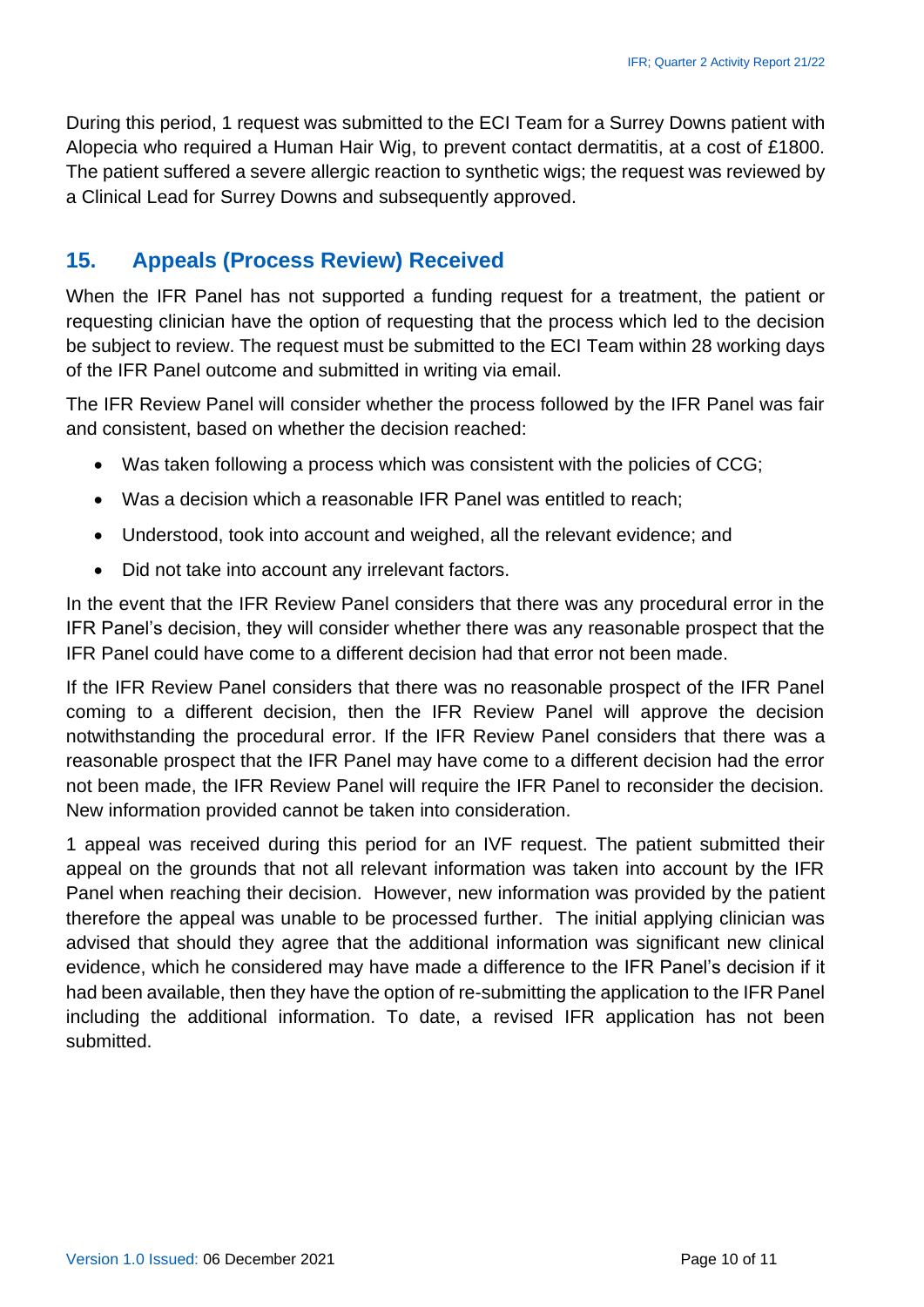During this period, 1 request was submitted to the ECI Team for a Surrey Downs patient with Alopecia who required a Human Hair Wig, to prevent contact dermatitis, at a cost of £1800. The patient suffered a severe allergic reaction to synthetic wigs; the request was reviewed by a Clinical Lead for Surrey Downs and subsequently approved.

## 15. Appeals (Process Review) Received

When the IFR Panel has not supported a funding request for a treatment, the patient or requesting clinician have the option of requesting that the process which led to the decision be subject to review. The request must be submitted to the ECI Team within 28 working days of the IFR Panel outcome and submitted in writing via email.

The IFR Review Panel will consider whether the process followed by the IFR Panel was fair and consistent, based on whether the decision reached:

- Was taken following a process which was consistent with the policies of CCG;
- Was a decision which a reasonable IFR Panel was entitled to reach;
- Understood, took into account and weighed, all the relevant evidence; and
- Did not take into account any irrelevant factors.

In the event that the IFR Review Panel considers that there was any procedural error in the IFR Panel's decision, they will consider whether there was any reasonable prospect that the IFR Panel could have come to a different decision had that error not been made.

If the IFR Review Panel considers that there was no reasonable prospect of the IFR Panel coming to a different decision, then the IFR Review Panel will approve the decision notwithstanding the procedural error. If the IFR Review Panel considers that there was a reasonable prospect that the IFR Panel may have come to a different decision had the error not been made, the IFR Review Panel will require the IFR Panel to reconsider the decision. New information provided cannot be taken into consideration.

1 appeal was received during this period for an IVF request. The patient submitted their appeal on the grounds that not all relevant information was taken into account by the IFR Panel when reaching their decision. However, new information was provided by the patient therefore the appeal was unable to be processed further. The initial applying clinician was advised that should they agree that the additional information was significant new clinical evidence, which he considered may have made a difference to the IFR Panel's decision if it had been available, then they have the option of re-submitting the application to the IFR Panel including the additional information. To date, a revised IFR application has not been submitted.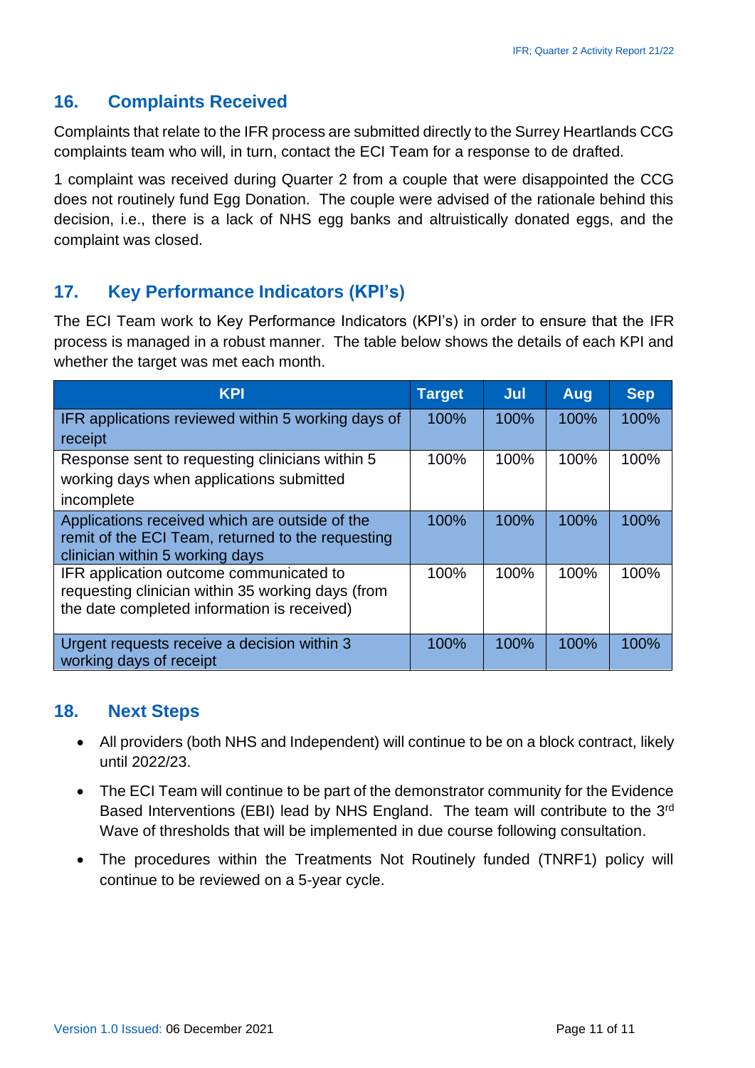## 16. Complaints Received

Complaints that relate to the IFR process are submitted directly to the Surrey Heartlands CCG complaints team who will, in turn, contact the ECI Team for a response to de drafted.

1 complaint was received during Quarter 2 from a couple that were disappointed the CCG does not routinely fund Egg Donation. The couple were advised of the rationale behind this decision, i.e., there is a lack of NHS egg banks and altruistically donated eggs, and the complaint was closed.

## 17. Key Performance Indicators (KPI's)

The ECI Team work to Key Performance Indicators (KPI's) in order to ensure that the IFR process is managed in a robust manner. The table below shows the details of each KPI and whether the target was met each month.

| KPI | Target | Jul | Aug | Sep |
|---|---|---|---|---|
| IFR applications reviewed within 5 working days of receipt | 100% | 100% | 100% | 100% |
| Response sent to requesting clinicians within 5 working days when applications submitted incomplete | 100% | 100% | 100% | 100% |
| Applications received which are outside of the remit of the ECI Team, returned to the requesting clinician within 5 working days | 100% | 100% | 100% | 100% |
| IFR application outcome communicated to requesting clinician within 35 working days (from the date completed information is received) | 100% | 100% | 100% | 100% |
| Urgent requests receive a decision within 3 working days of receipt | 100% | 100% | 100% | 100% |

## 18. Next Steps

- All providers (both NHS and Independent) will continue to be on a block contract, likely until 2022/23.
- The ECI Team will continue to be part of the demonstrator community for the Evidence Based Interventions (EBI) lead by NHS England. The team will contribute to the 3rd Wave of thresholds that will be implemented in due course following consultation.
- The procedures within the Treatments Not Routinely funded (TNRF1) policy will continue to be reviewed on a 5-year cycle.

Version 1.0 Issued: 06 December 2021